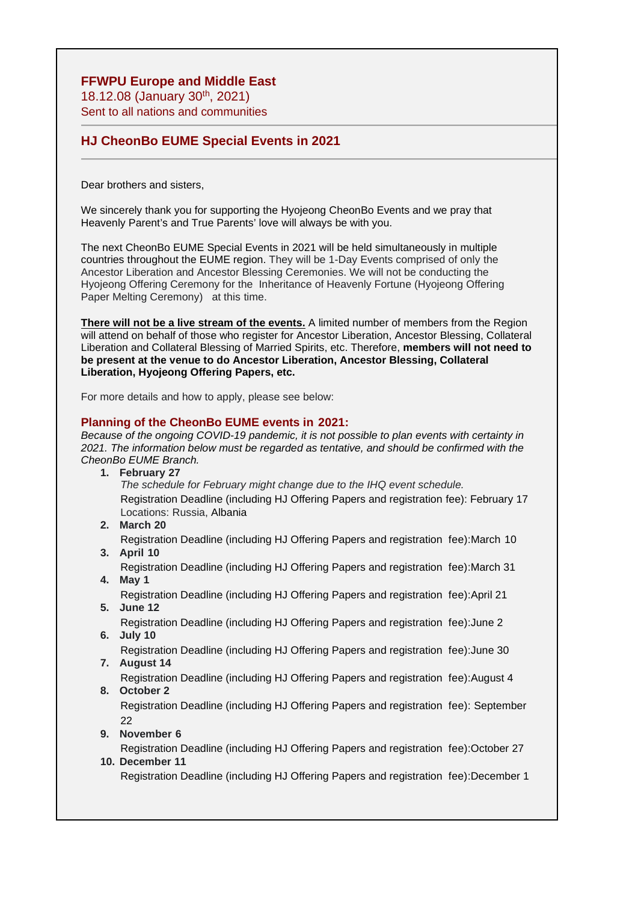**FFWPU Europe and Middle East**
18.12.08 (January 30th, 2021)
Sent to all nations and communities

## HJ CheonBo EUME Special Events in 2021

Dear brothers and sisters,

We sincerely thank you for supporting the Hyojeong CheonBo Events and we pray that Heavenly Parent's and True Parents' love will always be with you.

The next CheonBo EUME Special Events in 2021 will be held simultaneously in multiple countries throughout the EUME region. They will be 1-Day Events comprised of only the Ancestor Liberation and Ancestor Blessing Ceremonies. We will not be conducting the Hyojeong Offering Ceremony for the Inheritance of Heavenly Fortune (Hyojeong Offering Paper Melting Ceremony) at this time.

**There will not be a live stream of the events.** A limited number of members from the Region will attend on behalf of those who register for Ancestor Liberation, Ancestor Blessing, Collateral Liberation and Collateral Blessing of Married Spirits, etc. Therefore, **members will not need to be present at the venue to do Ancestor Liberation, Ancestor Blessing, Collateral Liberation, Hyojeong Offering Papers, etc.**

For more details and how to apply, please see below:

### Planning of the CheonBo EUME events in 2021:

*Because of the ongoing COVID-19 pandemic, it is not possible to plan events with certainty in 2021. The information below must be regarded as tentative, and should be confirmed with the CheonBo EUME Branch.*

1. **February 27**
   *The schedule for February might change due to the IHQ event schedule.*
   Registration Deadline (including HJ Offering Papers and registration fee): February 17
   Locations: Russia, Albania
2. **March 20**
   Registration Deadline (including HJ Offering Papers and registration fee):March 10
3. **April 10**
   Registration Deadline (including HJ Offering Papers and registration fee):March 31
4. **May 1**
   Registration Deadline (including HJ Offering Papers and registration fee):April 21
5. **June 12**
   Registration Deadline (including HJ Offering Papers and registration fee):June 2
6. **July 10**
   Registration Deadline (including HJ Offering Papers and registration fee):June 30
7. **August 14**
   Registration Deadline (including HJ Offering Papers and registration fee):August 4
8. **October 2**
   Registration Deadline (including HJ Offering Papers and registration fee): September 22
9. **November 6**
   Registration Deadline (including HJ Offering Papers and registration fee):October 27
10. **December 11**
    Registration Deadline (including HJ Offering Papers and registration fee):December 1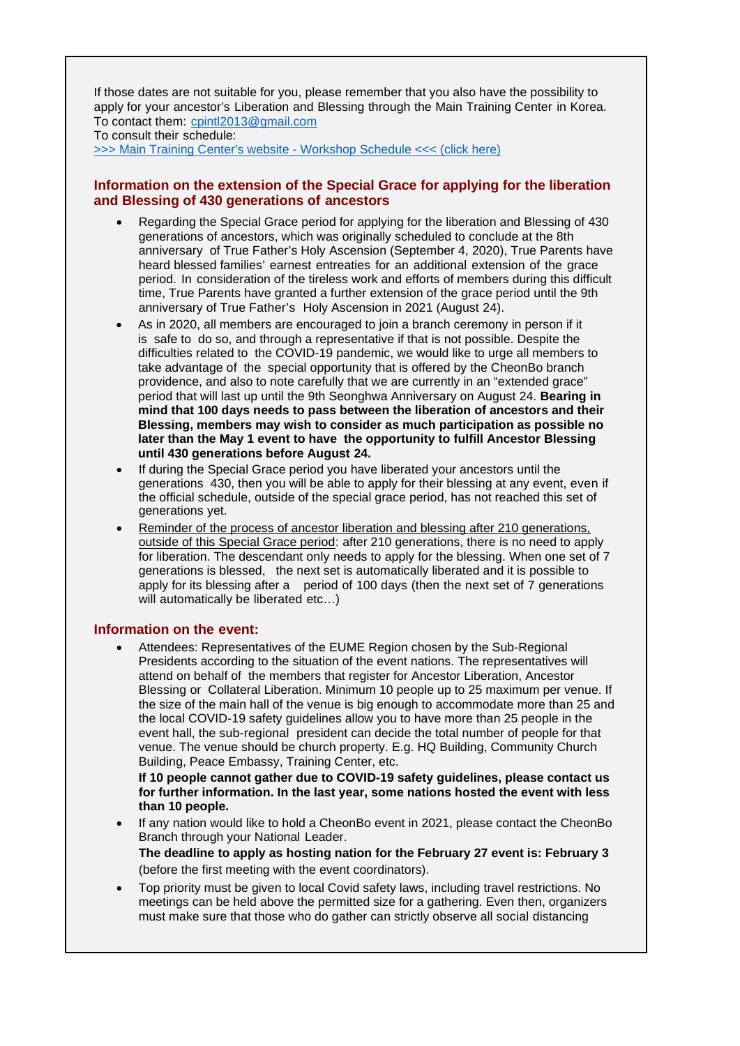If those dates are not suitable for you, please remember that you also have the possibility to apply for your ancestor's Liberation and Blessing through the Main Training Center in Korea.
To contact them: cpintl2013@gmail.com
To consult their schedule:
[>>> Main Training Center's website - Workshop Schedule <<< (click here)]

### Information on the extension of the Special Grace for applying for the liberation and Blessing of 430 generations of ancestors

- Regarding the Special Grace period for applying for the liberation and Blessing of 430 generations of ancestors, which was originally scheduled to conclude at the 8th anniversary of True Father's Holy Ascension (September 4, 2020), True Parents have heard blessed families' earnest entreaties for an additional extension of the grace period. In consideration of the tireless work and efforts of members during this difficult time, True Parents have granted a further extension of the grace period until the 9th anniversary of True Father's Holy Ascension in 2021 (August 24).
- As in 2020, all members are encouraged to join a branch ceremony in person if it is safe to do so, and through a representative if that is not possible. Despite the difficulties related to the COVID-19 pandemic, we would like to urge all members to take advantage of the special opportunity that is offered by the CheonBo branch providence, and also to note carefully that we are currently in an "extended grace" period that will last up until the 9th Seonghwa Anniversary on August 24. **Bearing in mind that 100 days needs to pass between the liberation of ancestors and their Blessing, members may wish to consider as much participation as possible no later than the May 1 event to have the opportunity to fulfill Ancestor Blessing until 430 generations before August 24.**
- If during the Special Grace period you have liberated your ancestors until the generations 430, then you will be able to apply for their blessing at any event, even if the official schedule, outside of the special grace period, has not reached this set of generations yet.
- Reminder of the process of ancestor liberation and blessing after 210 generations, outside of this Special Grace period: after 210 generations, there is no need to apply for liberation. The descendant only needs to apply for the blessing. When one set of 7 generations is blessed, the next set is automatically liberated and it is possible to apply for its blessing after a period of 100 days (then the next set of 7 generations will automatically be liberated etc…)

### Information on the event:

- Attendees: Representatives of the EUME Region chosen by the Sub-Regional Presidents according to the situation of the event nations. The representatives will attend on behalf of the members that register for Ancestor Liberation, Ancestor Blessing or Collateral Liberation. Minimum 10 people up to 25 maximum per venue. If the size of the main hall of the venue is big enough to accommodate more than 25 and the local COVID-19 safety guidelines allow you to have more than 25 people in the event hall, the sub-regional president can decide the total number of people for that venue. The venue should be church property. E.g. HQ Building, Community Church Building, Peace Embassy, Training Center, etc.

  **If 10 people cannot gather due to COVID-19 safety guidelines, please contact us for further information. In the last year, some nations hosted the event with less than 10 people.**
- If any nation would like to hold a CheonBo event in 2021, please contact the CheonBo Branch through your National Leader.

  **The deadline to apply as hosting nation for the February 27 event is: February 3** (before the first meeting with the event coordinators).
- Top priority must be given to local Covid safety laws, including travel restrictions. No meetings can be held above the permitted size for a gathering. Even then, organizers must make sure that those who do gather can strictly observe all social distancing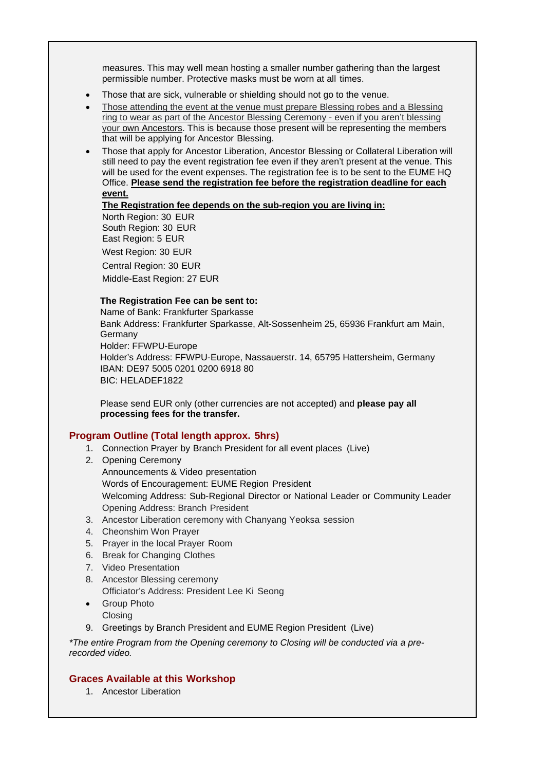measures. This may well mean hosting a smaller number gathering than the largest permissible number. Protective masks must be worn at all times.

- Those that are sick, vulnerable or shielding should not go to the venue.
- Those attending the event at the venue must prepare Blessing robes and a Blessing ring to wear as part of the Ancestor Blessing Ceremony - even if you aren't blessing your own Ancestors. This is because those present will be representing the members that will be applying for Ancestor Blessing.
- Those that apply for Ancestor Liberation, Ancestor Blessing or Collateral Liberation will still need to pay the event registration fee even if they aren't present at the venue. This will be used for the event expenses. The registration fee is to be sent to the EUME HQ Office. **Please send the registration fee before the registration deadline for each event.**

  **The Registration fee depends on the sub-region you are living in:**
  North Region: 30 EUR
  South Region: 30 EUR
  East Region: 5 EUR
  West Region: 30 EUR
  Central Region: 30 EUR
  Middle-East Region: 27 EUR

**The Registration Fee can be sent to:**
Name of Bank: Frankfurter Sparkasse
Bank Address: Frankfurter Sparkasse, Alt-Sossenheim 25, 65936 Frankfurt am Main, Germany
Holder: FFWPU-Europe
Holder's Address: FFWPU-Europe, Nassauerstr. 14, 65795 Hattersheim, Germany
IBAN: DE97 5005 0201 0200 6918 80
BIC: HELADEF1822

Please send EUR only (other currencies are not accepted) and **please pay all processing fees for the transfer.**

## Program Outline (Total length approx. 5hrs)

1. Connection Prayer by Branch President for all event places (Live)
2. Opening Ceremony
   Announcements & Video presentation
   Words of Encouragement: EUME Region President
   Welcoming Address: Sub-Regional Director or National Leader or Community Leader
   Opening Address: Branch President
3. Ancestor Liberation ceremony with Chanyang Yeoksa session
4. Cheonshim Won Prayer
5. Prayer in the local Prayer Room
6. Break for Changing Clothes
7. Video Presentation
8. Ancestor Blessing ceremony
   Officiator's Address: President Lee Ki Seong

- Group Photo
  Closing

9. Greetings by Branch President and EUME Region President (Live)

*\*The entire Program from the Opening ceremony to Closing will be conducted via a pre-recorded video.*

## Graces Available at this Workshop

1. Ancestor Liberation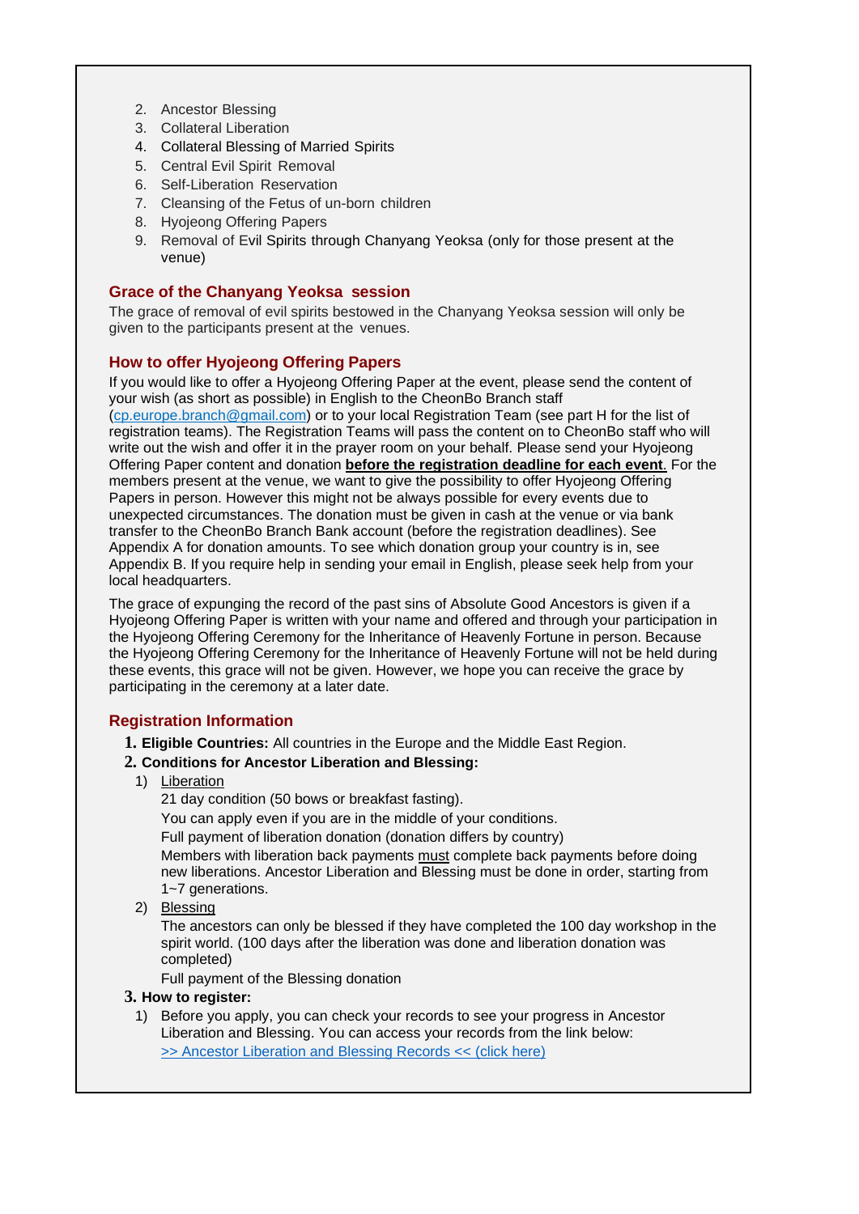2. Ancestor Blessing
3. Collateral Liberation
4. Collateral Blessing of Married Spirits
5. Central Evil Spirit Removal
6. Self-Liberation Reservation
7. Cleansing of the Fetus of un-born children
8. Hyojeong Offering Papers
9. Removal of Evil Spirits through Chanyang Yeoksa (only for those present at the venue)

## Grace of the Chanyang Yeoksa session

The grace of removal of evil spirits bestowed in the Chanyang Yeoksa session will only be given to the participants present at the venues.

## How to offer Hyojeong Offering Papers

If you would like to offer a Hyojeong Offering Paper at the event, please send the content of your wish (as short as possible) in English to the CheonBo Branch staff (cp.europe.branch@gmail.com) or to your local Registration Team (see part H for the list of registration teams). The Registration Teams will pass the content on to CheonBo staff who will write out the wish and offer it in the prayer room on your behalf. Please send your Hyojeong Offering Paper content and donation **before the registration deadline for each event**. For the members present at the venue, we want to give the possibility to offer Hyojeong Offering Papers in person. However this might not be always possible for every events due to unexpected circumstances. The donation must be given in cash at the venue or via bank transfer to the CheonBo Branch Bank account (before the registration deadlines). See Appendix A for donation amounts. To see which donation group your country is in, see Appendix B. If you require help in sending your email in English, please seek help from your local headquarters.

The grace of expunging the record of the past sins of Absolute Good Ancestors is given if a Hyojeong Offering Paper is written with your name and offered and through your participation in the Hyojeong Offering Ceremony for the Inheritance of Heavenly Fortune in person. Because the Hyojeong Offering Ceremony for the Inheritance of Heavenly Fortune will not be held during these events, this grace will not be given. However, we hope you can receive the grace by participating in the ceremony at a later date.

## Registration Information

1. **Eligible Countries:** All countries in the Europe and the Middle East Region.
2. **Conditions for Ancestor Liberation and Blessing:**
   1) Liberation

      21 day condition (50 bows or breakfast fasting).

      You can apply even if you are in the middle of your conditions.

      Full payment of liberation donation (donation differs by country)

      Members with liberation back payments must complete back payments before doing new liberations. Ancestor Liberation and Blessing must be done in order, starting from 1~7 generations.
   2) Blessing

      The ancestors can only be blessed if they have completed the 100 day workshop in the spirit world. (100 days after the liberation was done and liberation donation was completed)

      Full payment of the Blessing donation
3. **How to register:**
   1) Before you apply, you can check your records to see your progress in Ancestor Liberation and Blessing. You can access your records from the link below:
      >> Ancestor Liberation and Blessing Records << (click here)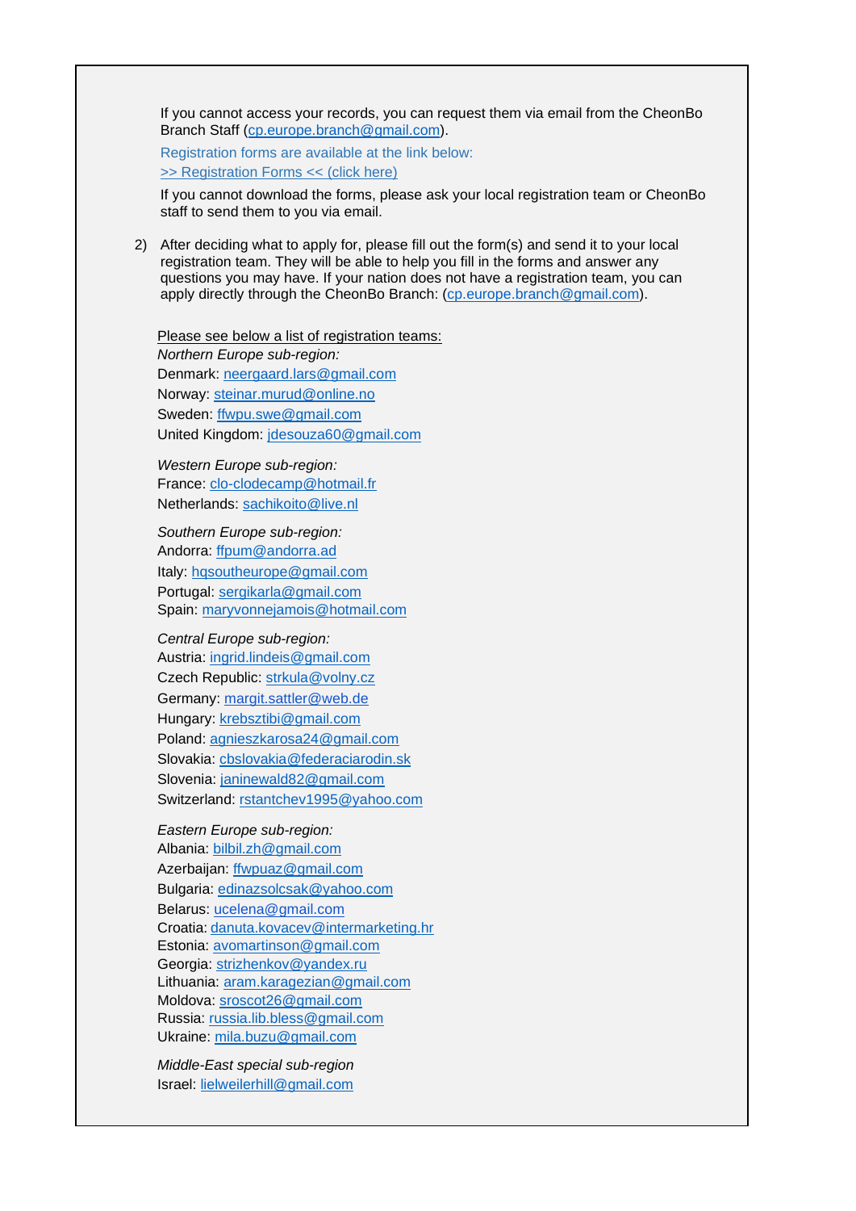If you cannot access your records, you can request them via email from the CheonBo Branch Staff (cp.europe.branch@gmail.com).

Registration forms are available at the link below:
>> Registration Forms << (click here)

If you cannot download the forms, please ask your local registration team or CheonBo staff to send them to you via email.

2) After deciding what to apply for, please fill out the form(s) and send it to your local registration team. They will be able to help you fill in the forms and answer any questions you may have. If your nation does not have a registration team, you can apply directly through the CheonBo Branch: (cp.europe.branch@gmail.com).

Please see below a list of registration teams:

*Northern Europe sub-region:*
Denmark: neergaard.lars@gmail.com
Norway: steinar.murud@online.no
Sweden: ffwpu.swe@gmail.com
United Kingdom: jdesouza60@gmail.com

*Western Europe sub-region:*
France: clo-clodecamp@hotmail.fr
Netherlands: sachikoito@live.nl

*Southern Europe sub-region:*
Andorra: ffpum@andorra.ad
Italy: hqsoutheurope@gmail.com
Portugal: sergikarla@gmail.com
Spain: maryvonnejamois@hotmail.com

*Central Europe sub-region:*
Austria: ingrid.lindeis@gmail.com
Czech Republic: strkula@volny.cz
Germany: margit.sattler@web.de
Hungary: krebsztibi@gmail.com
Poland: agnieszkarosa24@gmail.com
Slovakia: cbslovakia@federaciarodin.sk
Slovenia: janinewald82@gmail.com
Switzerland: rstantchev1995@yahoo.com

*Eastern Europe sub-region:*
Albania: bilbil.zh@gmail.com
Azerbaijan: ffwpuaz@gmail.com
Bulgaria: edinazsolcsak@yahoo.com
Belarus: ucelena@gmail.com
Croatia: danuta.kovacev@intermarketing.hr
Estonia: avomartinson@gmail.com
Georgia: strizhenkov@yandex.ru
Lithuania: aram.karagezian@gmail.com
Moldova: sroscot26@gmail.com
Russia: russia.lib.bless@gmail.com
Ukraine: mila.buzu@gmail.com

*Middle-East special sub-region*
Israel: lielweilerhill@gmail.com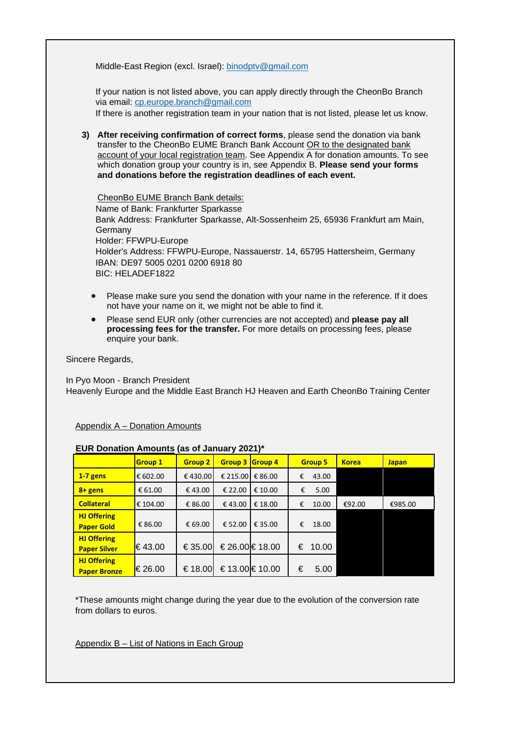Middle-East Region (excl. Israel): binodptv@gmail.com

If your nation is not listed above, you can apply directly through the CheonBo Branch via email: cp.europe.branch@gmail.com
If there is another registration team in your nation that is not listed, please let us know.

3) **After receiving confirmation of correct forms**, please send the donation via bank transfer to the CheonBo EUME Branch Bank Account OR to the designated bank account of your local registration team. See Appendix A for donation amounts. To see which donation group your country is in, see Appendix B. **Please send your forms and donations before the registration deadlines of each event.**

CheonBo EUME Branch Bank details:
Name of Bank: Frankfurter Sparkasse
Bank Address: Frankfurter Sparkasse, Alt-Sossenheim 25, 65936 Frankfurt am Main, Germany
Holder: FFWPU-Europe
Holder's Address: FFWPU-Europe, Nassauerstr. 14, 65795 Hattersheim, Germany
IBAN: DE97 5005 0201 0200 6918 80
BIC: HELADEF1822

- Please make sure you send the donation with your name in the reference. If it does not have your name on it, we might not be able to find it.
- Please send EUR only (other currencies are not accepted) and **please pay all processing fees for the transfer.** For more details on processing fees, please enquire your bank.

Sincere Regards,

In Pyo Moon - Branch President
Heavenly Europe and the Middle East Branch HJ Heaven and Earth CheonBo Training Center

Appendix A – Donation Amounts

**EUR Donation Amounts (as of January 2021)***

| | Group 1 | Group 2 | Group 3 | Group 4 | Group 5 | Korea | Japan |
|---|---|---|---|---|---|---|---|
| 1-7 gens | € 602.00 | € 430.00 | € 215.00 | € 86.00 | € 43.00 | | |
| 8+ gens | € 61.00 | € 43.00 | € 22.00 | € 10.00 | € 5.00 | | |
| Collateral | € 104.00 | € 86.00 | € 43.00 | € 18.00 | € 10.00 | €92.00 | €985.00 |
| HJ Offering Paper Gold | € 86.00 | € 69.00 | € 52.00 | € 35.00 | € 18.00 | | |
| HJ Offering Paper Silver | € 43.00 | € 35.00 | € 26.00 | € 18.00 | € 10.00 | | |
| HJ Offering Paper Bronze | € 26.00 | € 18.00 | € 13.00 | € 10.00 | € 5.00 | | |

*These amounts might change during the year due to the evolution of the conversion rate from dollars to euros.

Appendix B – List of Nations in Each Group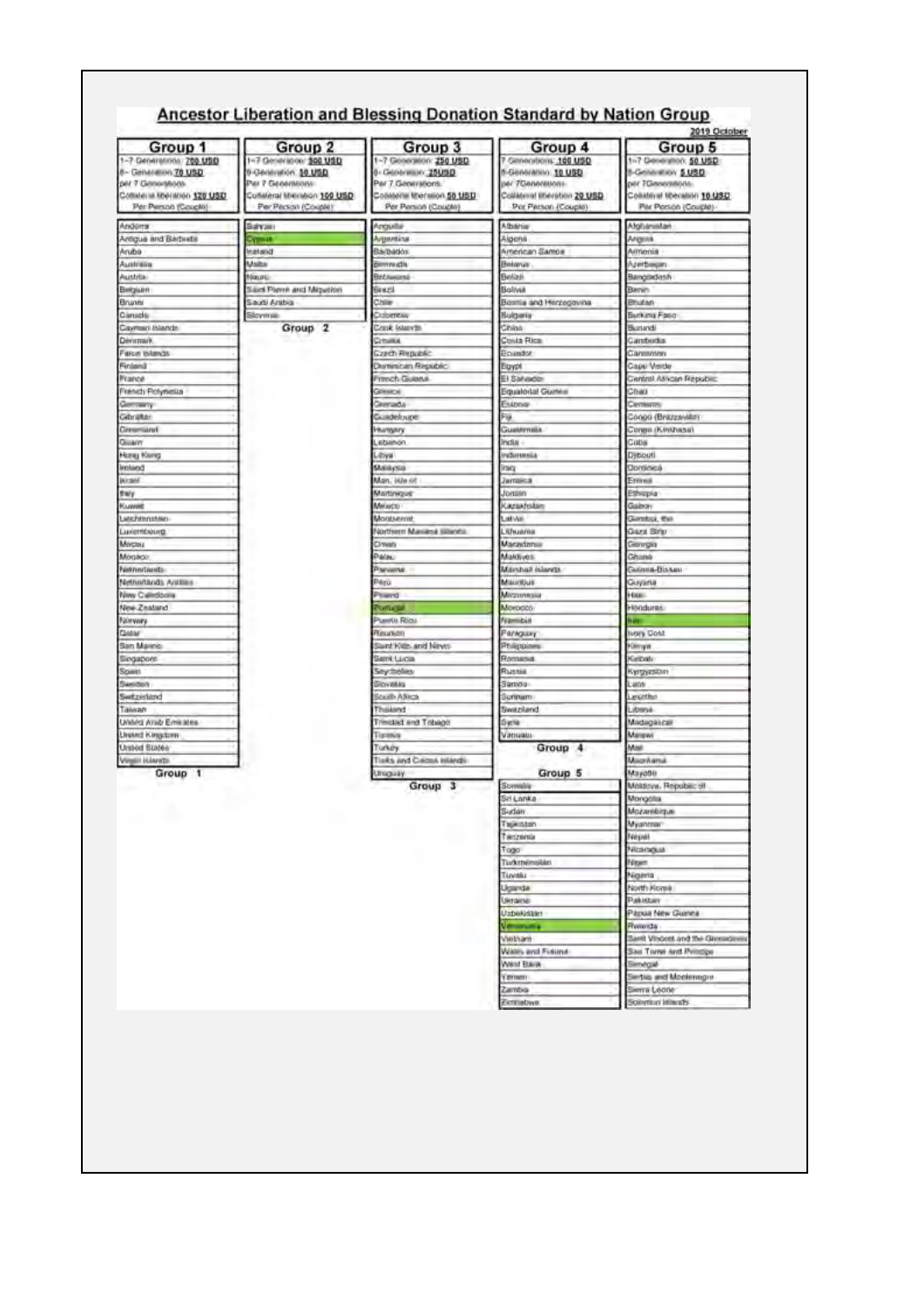# Ancestor Liberation and Blessing Donation Standard by Nation Group

2019 October

| Group 1 | Group 2 | Group 3 | Group 4 | Group 5 |
|---|---|---|---|---|
| 1~7 Generations: **700 USD** | 1~7 Generation: **500 USD** | 1~7 Generation: **250 USD** | 7 Generations: **100 USD** | 1~7 Generation: **50 USD** |
| 8~ Generation: **70 USD** | 8-Generation: **50 USD** | 8- Generation: **25USD** | 8-Generation: **10 USD** | 8-Generation: **5 USD** |
| per 7 Generations | Per 7 Generations | Per 7 Generations | per 7Generations | per 7Generations |
| Collateral liberation: **120 USD** | Collateral liberation: **100 USD** | Collateral liberation: **50 USD** | Collateral liberation: **20 USD** | Collateral liberation: **10 USD** |
| Per Person (Couple) | Per Person (Couple) | Per Person (Couple) | Per Person (Couple) | Per Person (Couple) |

| Group 1 | Group 2 | Group 3 | Group 4 | Group 5 |
|---|---|---|---|---|
| Andorra | Bahrain | Anguilla | Albania | Afghanistan |
| Antigua and Barbuda | Cyprus | Argentina | Algeria | Angola |
| Aruba | Iceland | Barbados | American Samoa | Armenia |
| Australia | Malta | Bermuda | Belarus | Azerbaijan |
| Austria | Nauru | Botswana | Belize | Bangladesh |
| Belgium | Saint Pierre and Miquelon | Brazil | Bolivia | Benin |
| Brunei | Saudi Arabia | Chile | Bosnia and Herzegovina | Bhutan |
| Canada | Slovenia | Colombia | Bulgaria | Burkina Faso |
| Cayman Islands | | Cook Islands | China | Burundi |
| Denmark | | Croatia | Costa Rica | Cambodia |
| Faroe Islands | | Czech Republic | Ecuador | Cameroon |
| Finland | | Dominican Republic | Egypt | Cape Verde |
| France | | French Guiana | El Salvador | Central African Republic |
| French Polynesia | | Greece | Equatorial Guinea | Chad |
| Germany | | Grenada | Estonia | Comoros |
| Gibraltar | | Guadeloupe | Fiji | Congo (Brazzaville) |
| Greenland | | Hungary | Guatemala | Congo (Kinshasa) |
| Guam | | Lebanon | India | Cuba |
| Hong Kong | | Libya | Indonesia | Djibouti |
| Ireland | | Malaysia | Iraq | Dominica |
| Israel | | Man, Isle of | Jamaica | Eritrea |
| Italy | | Martinique | Jordan | Ethiopia |
| Kuwait | | Mexico | Kazakhstan | Gabon |
| Liechtenstein | | Montserrat | Latvia | Gambia, the |
| Luxembourg | | Northern Mariana Islands | Lithuania | Gaza Strip |
| Macau | | Oman | Macedonia | Georgia |
| Monaco | | Palau | Maldives | Ghana |
| Netherlands | | Panama | Marshall Islands | Guinea-Bissau |
| Netherlands Antilles | | Peru | Mauritius | Guyana |
| New Caledonia | | Poland | Micronesia | Haiti |
| New Zealand | | Portugal | Morocco | Honduras |
| Norway | | Puerto Rico | Namibia | Iran |
| Qatar | | Reunion | Paraguay | Ivory Cost |
| San Marino | | Saint Kitts and Nevis | Philippines | Kenya |
| Singapore | | Saint Lucia | Romania | Kiribati |
| Spain | | Seychelles | Russia | Kyrgyzstan |
| Sweden | | Slovakia | Samoa | Laos |
| Switzerland | | South Africa | Surinam | Lesotho |
| Taiwan | | Thailand | Swaziland | Liberia |
| United Arab Emirates | | Trinidad and Tobago | Syria | Madagascar |
| United Kingdom | | Tunisia | Vanuatu | Malawi |
| United States | | Turkey | | Mali |
| Virgin Islands | | Turks and Caicos Islands | | Mauritania |
| | | Uruguay | | Mayotte |

Group 5 (continued):

| Group 5 | Group 5 |
|---|---|
| Somalia | Moldova, Republic of |
| Sri Lanka | Mongolia |
| Sudan | Mozambique |
| Tajikistan | Myanmar |
| Tanzania | Nepal |
| Togo | Nicaragua |
| Turkmenistan | Niger |
| Tuvalu | Nigeria |
| Uganda | North Korea |
| Ukraine | Pakistan |
| Uzbekistan | Papua New Guinea |
| Venezuela | Rwanda |
| Vietnam | Saint Vincent and the Grenadines |
| Wallis and Futuna | Sao Tome and Principe |
| West Bank | Senegal |
| Yemen | Serbia and Montenegro |
| Zambia | Sierra Leone |
| Zimbabwe | Solomon Islands |